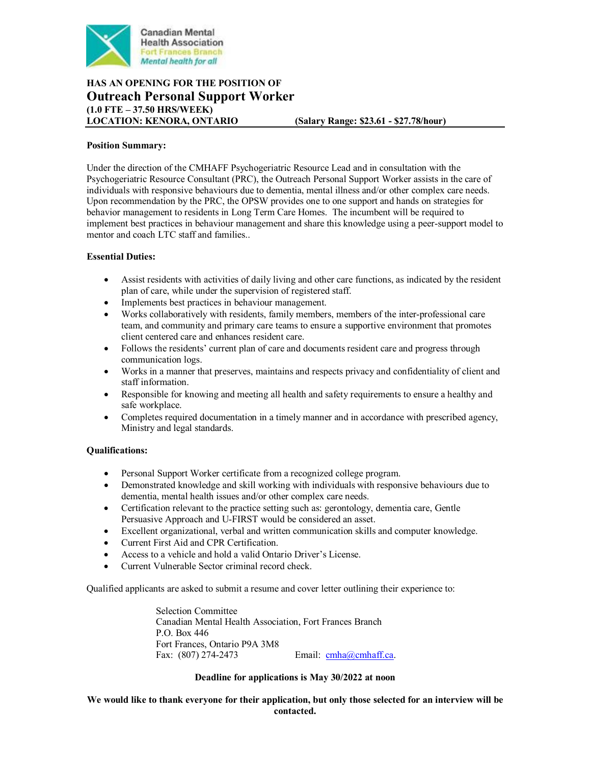Canadian Mental Health Association
Fort Frances Branch
*Mental health for all*

**HAS AN OPENING FOR THE POSITION OF**

# Outreach Personal Support Worker

**(1.0 FTE – 37.50 HRS/WEEK)**
**LOCATION: KENORA, ONTARIO** **(Salary Range: $23.61 - $27.78/hour)**

**Position Summary:**

Under the direction of the CMHAFF Psychogeriatric Resource Lead and in consultation with the Psychogeriatric Resource Consultant (PRC), the Outreach Personal Support Worker assists in the care of individuals with responsive behaviours due to dementia, mental illness and/or other complex care needs. Upon recommendation by the PRC, the OPSW provides one to one support and hands on strategies for behavior management to residents in Long Term Care Homes. The incumbent will be required to implement best practices in behaviour management and share this knowledge using a peer-support model to mentor and coach LTC staff and families..

**Essential Duties:**

- Assist residents with activities of daily living and other care functions, as indicated by the resident plan of care, while under the supervision of registered staff.
- Implements best practices in behaviour management.
- Works collaboratively with residents, family members, members of the inter-professional care team, and community and primary care teams to ensure a supportive environment that promotes client centered care and enhances resident care.
- Follows the residents' current plan of care and documents resident care and progress through communication logs.
- Works in a manner that preserves, maintains and respects privacy and confidentiality of client and staff information.
- Responsible for knowing and meeting all health and safety requirements to ensure a healthy and safe workplace.
- Completes required documentation in a timely manner and in accordance with prescribed agency, Ministry and legal standards.

**Qualifications:**

- Personal Support Worker certificate from a recognized college program.
- Demonstrated knowledge and skill working with individuals with responsive behaviours due to dementia, mental health issues and/or other complex care needs.
- Certification relevant to the practice setting such as: gerontology, dementia care, Gentle Persuasive Approach and U-FIRST would be considered an asset.
- Excellent organizational, verbal and written communication skills and computer knowledge.
- Current First Aid and CPR Certification.
- Access to a vehicle and hold a valid Ontario Driver's License.
- Current Vulnerable Sector criminal record check.

Qualified applicants are asked to submit a resume and cover letter outlining their experience to:

Selection Committee
Canadian Mental Health Association, Fort Frances Branch
P.O. Box 446
Fort Frances, Ontario P9A 3M8
Fax: (807) 274-2473 Email: cmha@cmhaff.ca.

**Deadline for applications is May 30/2022 at noon**

**We would like to thank everyone for their application, but only those selected for an interview will be contacted.**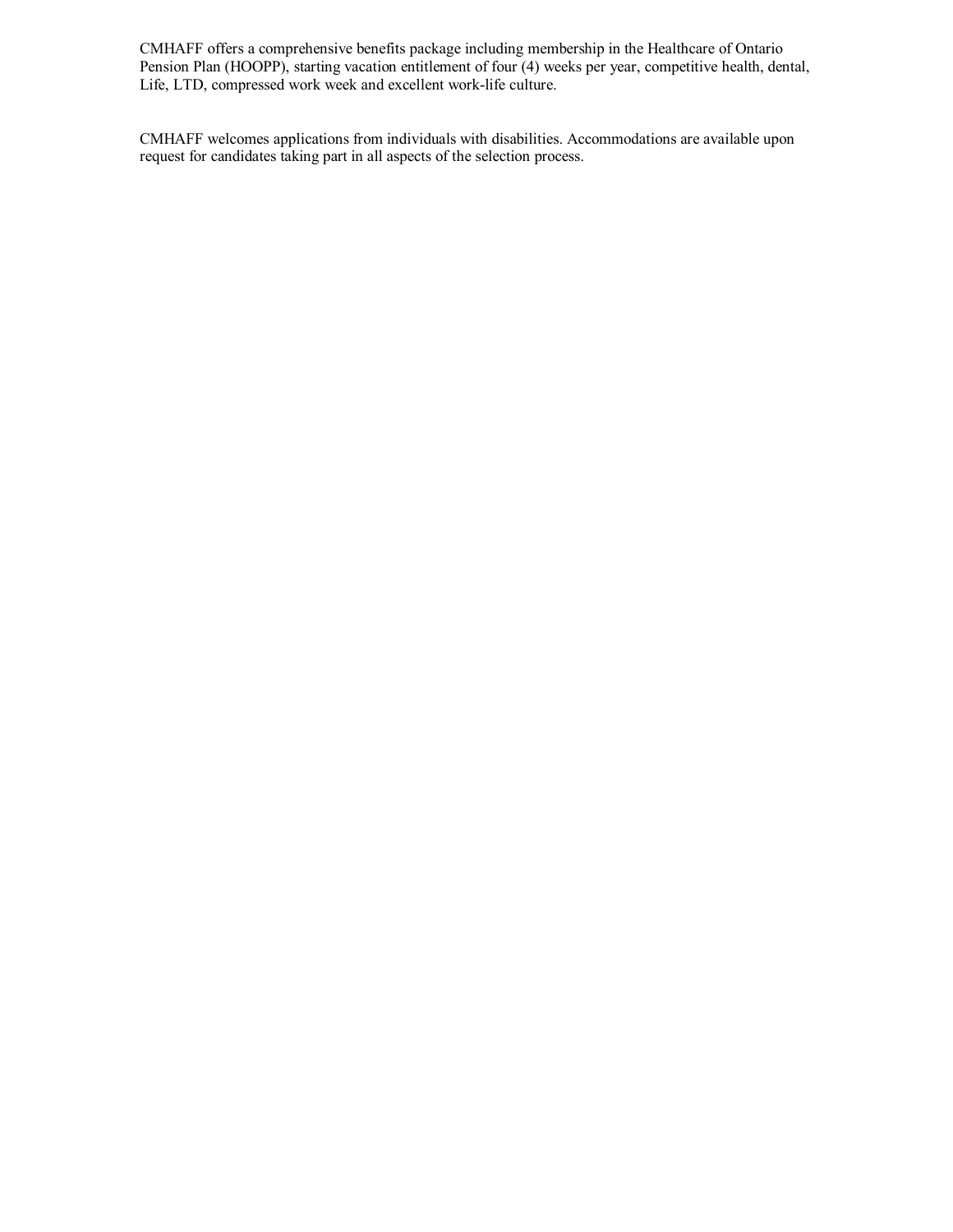CMHAFF offers a comprehensive benefits package including membership in the Healthcare of Ontario Pension Plan (HOOPP), starting vacation entitlement of four (4) weeks per year, competitive health, dental, Life, LTD, compressed work week and excellent work-life culture.

CMHAFF welcomes applications from individuals with disabilities. Accommodations are available upon request for candidates taking part in all aspects of the selection process.